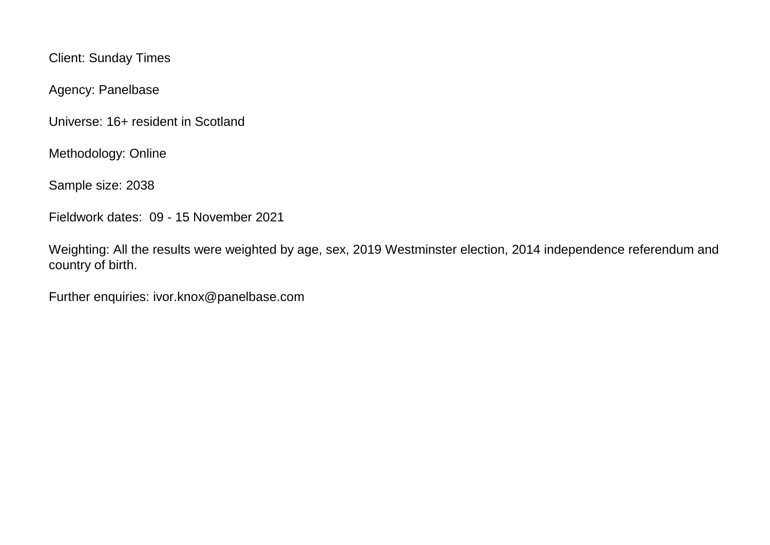Client: Sunday Times

Agency: Panelbase

Universe: 16+ resident in Scotland

Methodology: Online

Sample size: 2038

Fieldwork dates: 09 - 15 November 2021

Weighting: All the results were weighted by age, sex, 2019 Westminster election, 2014 independence referendum and country of birth.

Further enquiries: ivor.knox@panelbase.com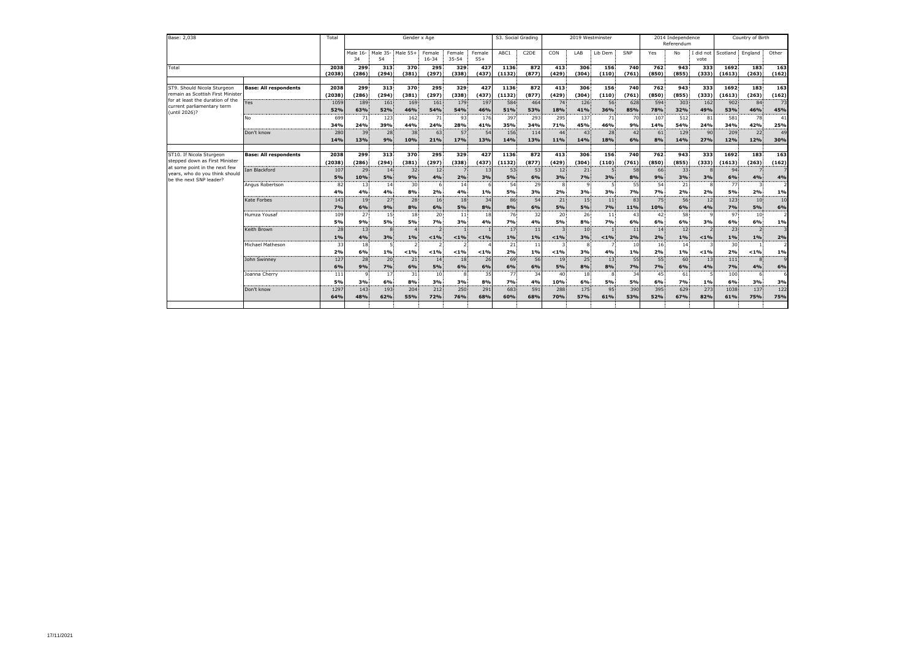| Base: 2,038 | | Total | Gender x Age | | | | | | S3. Social Grading | | 2019 Westminster | | | | 2014 Independence Referendum | | | Country of Birth | | |
|---|---|---|---|---|---|---|---|---|---|---|---|---|---|---|---|---|---|---|---|---|
| | | | Male 16-34 | Male 35-54 | Male 55+ | Female 16-34 | Female 35-54 | Female 55+ | ABC1 | C2DE | CON | LAB | Lib Dem | SNP | Yes | No | I did not vote | Scotland | England | Other |
| Total | | **2038** **(2038)** | **299** **(286)** | **313** **(294)** | **370** **(381)** | **295** **(297)** | **329** **(338)** | **427** **(437)** | **1136** **(1132)** | **872** **(877)** | **413** **(429)** | **306** **(304)** | **156** **(110)** | **740** **(761)** | **762** **(850)** | **943** **(855)** | **333** **(333)** | **1692** **(1613)** | **183** **(263)** | **163** **(162)** |
| ST9. Should Nicola Sturgeon remain as Scottish First Minister for at least the duration of the current parliamentary term (until 2026)? | **Base: All respondents** | **2038** **(2038)** | **299** **(286)** | **313** **(294)** | **370** **(381)** | **295** **(297)** | **329** **(338)** | **427** **(437)** | **1136** **(1132)** | **872** **(877)** | **413** **(429)** | **306** **(304)** | **156** **(110)** | **740** **(761)** | **762** **(850)** | **943** **(855)** | **333** **(333)** | **1692** **(1613)** | **183** **(263)** | **163** **(162)** |
| | Yes | 1059 **52%** | 189 **63%** | 161 **52%** | 169 **46%** | 161 **54%** | 179 **54%** | 197 **46%** | 584 **51%** | 464 **53%** | 74 **18%** | 126 **41%** | 56 **36%** | 628 **85%** | 594 **78%** | 303 **32%** | 162 **49%** | 902 **53%** | 84 **46%** | 73 **45%** |
| | No | 699 **34%** | 71 **24%** | 123 **39%** | 162 **44%** | 71 **24%** | 93 **28%** | 176 **41%** | 397 **35%** | 293 **34%** | 295 **71%** | 137 **45%** | 71 **46%** | 70 **9%** | 107 **14%** | 512 **54%** | 81 **24%** | 581 **34%** | 78 **42%** | 41 **25%** |
| | Don't know | 280 **14%** | 39 **13%** | 28 **9%** | 38 **10%** | 63 **21%** | 57 **17%** | 54 **13%** | 156 **14%** | 114 **13%** | 44 **11%** | 43 **14%** | 28 **18%** | 42 **6%** | 61 **8%** | 129 **14%** | 90 **27%** | 209 **12%** | 22 **12%** | 49 **30%** |
| ST10. If Nicola Sturgeon stepped down as First Minister at some point in the next few years, who do you think should be the next SNP leader? | **Base: All respondents** | **2038** **(2038)** | **299** **(286)** | **313** **(294)** | **370** **(381)** | **295** **(297)** | **329** **(338)** | **427** **(437)** | **1136** **(1132)** | **872** **(877)** | **413** **(429)** | **306** **(304)** | **156** **(110)** | **740** **(761)** | **762** **(850)** | **943** **(855)** | **333** **(333)** | **1692** **(1613)** | **183** **(263)** | **163** **(162)** |
| | Ian Blackford | 107 **5%** | 29 **10%** | 14 **5%** | 32 **9%** | 12 **4%** | 7 **2%** | 13 **3%** | 53 **5%** | 53 **6%** | 12 **3%** | 21 **7%** | 5 **3%** | 58 **8%** | 66 **9%** | 33 **3%** | 8 **3%** | 94 **6%** | 7 **4%** | 7 **4%** |
| | Angus Robertson | 82 **4%** | 13 **4%** | 14 **4%** | 30 **8%** | 6 **2%** | 14 **4%** | 6 **1%** | 54 **5%** | 29 **3%** | 8 **2%** | 9 **3%** | 5 **3%** | 55 **7%** | 54 **7%** | 21 **2%** | 8 **2%** | 77 **5%** | 3 **2%** | 2 **1%** |
| | Kate Forbes | 143 **7%** | 19 **6%** | 27 **9%** | 28 **8%** | 16 **6%** | 18 **5%** | 34 **8%** | 86 **8%** | 54 **6%** | 21 **5%** | 15 **5%** | 11 **7%** | 83 **11%** | 75 **10%** | 56 **6%** | 12 **4%** | 123 **7%** | 10 **5%** | 10 **6%** |
| | Humza Yousaf | 109 **5%** | 27 **9%** | 15 **5%** | 18 **5%** | 20 **7%** | 11 **3%** | 18 **4%** | 76 **7%** | 32 **4%** | 20 **5%** | 26 **8%** | 11 **7%** | 43 **6%** | 42 **6%** | 58 **6%** | 9 **3%** | 97 **6%** | 10 **6%** | 2 **1%** |
| | Keith Brown | 28 **1%** | 13 **4%** | 8 **3%** | 4 **1%** | 2 **<1%** | 1 **<1%** | 1 **<1%** | 17 **1%** | 11 **1%** | 3 **<1%** | 10 **3%** | 1 **<1%** | 11 **2%** | 14 **2%** | 12 **1%** | 2 **<1%** | 23 **1%** | 2 **1%** | 3 **2%** |
| | Michael Matheson | 33 **2%** | 18 **6%** | 5 **1%** | 2 **<1%** | 2 **<1%** | 2 **<1%** | 4 **<1%** | 21 **2%** | 11 **1%** | 3 **<1%** | 8 **3%** | 7 **4%** | 10 **1%** | 16 **2%** | 14 **1%** | 3 **<1%** | 30 **2%** | 1 **<1%** | 2 **1%** |
| | John Swinney | 127 **6%** | 28 **9%** | 20 **7%** | 21 **6%** | 14 **5%** | 18 **6%** | 26 **6%** | 69 **6%** | 56 **6%** | 19 **5%** | 25 **8%** | 13 **8%** | 55 **7%** | 55 **7%** | 60 **6%** | 13 **4%** | 111 **7%** | 8 **4%** | 9 **6%** |
| | Joanna Cherry | 111 **5%** | 9 **3%** | 17 **6%** | 31 **8%** | 10 **3%** | 8 **3%** | 35 **8%** | 77 **7%** | 34 **4%** | 40 **10%** | 18 **6%** | 8 **5%** | 34 **5%** | 45 **6%** | 61 **7%** | 5 **1%** | 100 **6%** | 6 **3%** | 6 **3%** |
| | Don't know | 1297 **64%** | 143 **48%** | 193 **62%** | 204 **55%** | 212 **72%** | 250 **76%** | 291 **68%** | 683 **60%** | 591 **68%** | 288 **70%** | 175 **57%** | 95 **61%** | 390 **53%** | 395 **52%** | 629 **67%** | 273 **82%** | 1038 **61%** | 137 **75%** | 122 **75%** |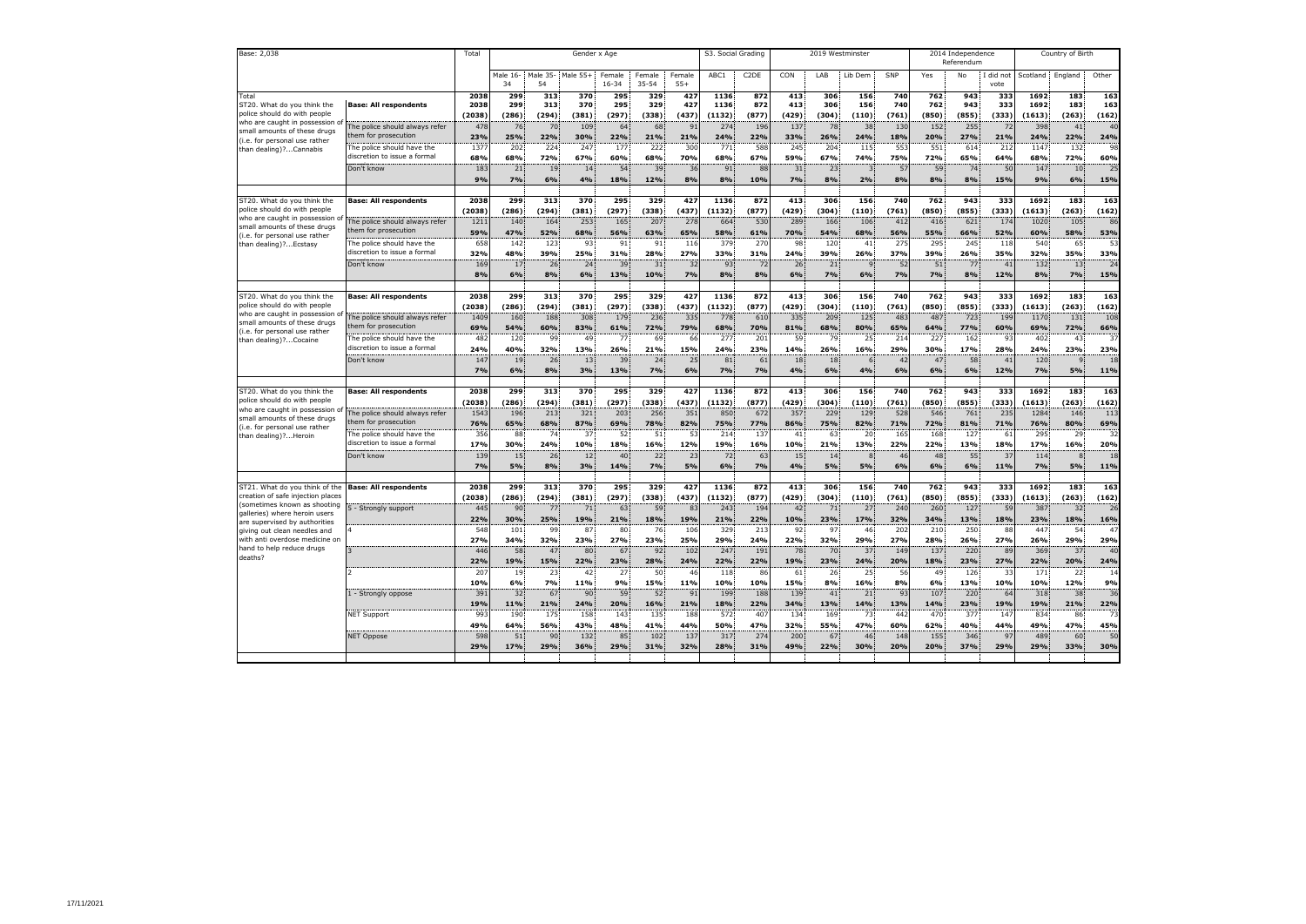| Base: 2,038 | | Total | Gender x Age | | | | | | S3. Social Grading | | 2019 Westminster | | | | 2014 Independence Referendum | | | Country of Birth | | |
|---|---|---|---|---|---|---|---|---|---|---|---|---|---|---|---|---|---|---|---|---|
| | | | Male 16-34 | Male 35-54 | Male 55+ | Female 16-34 | Female 35-54 | Female 55+ | ABC1 | C2DE | CON | LAB | Lib Dem | SNP | Yes | No | I did not vote | Scotland | England | Other |
| Total | | 2038 | 299 | 313 | 370 | 295 | 329 | 427 | 1136 | 872 | 413 | 306 | 156 | 740 | 762 | 943 | 333 | 1692 | 183 | 163 |
| ST20. What do you think the police should do with people who are caught in possession of small amounts of these drugs (i.e. for personal use rather than dealing)?...Cannabis | **Base: All respondents** | 2038 | 299 | 313 | 370 | 295 | 329 | 427 | 1136 | 872 | 413 | 306 | 156 | 740 | 762 | 943 | 333 | 1692 | 183 | 163 |
| | | (2038) | (286) | (294) | (381) | (297) | (338) | (437) | (1132) | (877) | (429) | (304) | (110) | (761) | (850) | (855) | (333) | (1613) | (263) | (162) |
| | The police should always refer them for prosecution | 478 | 76 | 70 | 109 | 64 | 68 | 91 | 274 | 196 | 137 | 78 | 38 | 130 | 152 | 255 | 72 | 398 | 41 | 40 |
| | | 23% | 25% | 22% | 30% | 22% | 21% | 21% | 24% | 22% | 33% | 26% | 24% | 18% | 20% | 27% | 21% | 24% | 22% | 24% |
| | The police should have the discretion to issue a formal | 1377 | 202 | 224 | 247 | 177 | 222 | 300 | 771 | 588 | 245 | 204 | 115 | 553 | 551 | 614 | 212 | 1147 | 132 | 98 |
| | | 68% | 68% | 72% | 67% | 60% | 68% | 70% | 68% | 67% | 59% | 67% | 74% | 75% | 72% | 65% | 64% | 68% | 72% | 60% |
| | Don't know | 183 | 21 | 19 | 14 | 54 | 39 | 36 | 91 | 88 | 31 | 23 | 3 | 57 | 59 | 74 | 50 | 147 | 10 | 25 |
| | | 9% | 7% | 6% | 4% | 18% | 12% | 8% | 8% | 10% | 7% | 8% | 2% | 8% | 8% | 8% | 15% | 9% | 6% | 15% |
| ST20. What do you think the police should do with people who are caught in possession of small amounts of these drugs (i.e. for personal use rather than dealing)?...Ecstasy | **Base: All respondents** | 2038 | 299 | 313 | 370 | 295 | 329 | 427 | 1136 | 872 | 413 | 306 | 156 | 740 | 762 | 943 | 333 | 1692 | 183 | 163 |
| | | (2038) | (286) | (294) | (381) | (297) | (338) | (437) | (1132) | (877) | (429) | (304) | (110) | (761) | (850) | (855) | (333) | (1613) | (263) | (162) |
| | The police should always refer them for prosecution | 1211 | 140 | 164 | 253 | 165 | 207 | 278 | 664 | 530 | 289 | 166 | 106 | 412 | 416 | 621 | 174 | 1020 | 105 | 86 |
| | | 59% | 47% | 52% | 68% | 56% | 63% | 65% | 58% | 61% | 70% | 54% | 68% | 56% | 55% | 66% | 52% | 60% | 58% | 53% |
| | The police should have the discretion to issue a formal | 658 | 142 | 123 | 93 | 91 | 91 | 116 | 379 | 270 | 98 | 120 | 41 | 275 | 295 | 245 | 118 | 540 | 65 | 53 |
| | | 32% | 48% | 39% | 25% | 31% | 28% | 27% | 33% | 31% | 24% | 39% | 26% | 37% | 39% | 26% | 35% | 32% | 35% | 33% |
| | Don't know | 169 | 17 | 26 | 24 | 39 | 31 | 32 | 93 | 72 | 26 | 21 | 9 | 52 | 51 | 77 | 41 | 132 | 13 | 24 |
| | | 8% | 6% | 8% | 6% | 13% | 10% | 7% | 8% | 8% | 6% | 7% | 6% | 7% | 7% | 8% | 12% | 8% | 7% | 15% |
| ST20. What do you think the police should do with people who are caught in possession of small amounts of these drugs (i.e. for personal use rather than dealing)?...Cocaine | **Base: All respondents** | 2038 | 299 | 313 | 370 | 295 | 329 | 427 | 1136 | 872 | 413 | 306 | 156 | 740 | 762 | 943 | 333 | 1692 | 183 | 163 |
| | | (2038) | (286) | (294) | (381) | (297) | (338) | (437) | (1132) | (877) | (429) | (304) | (110) | (761) | (850) | (855) | (333) | (1613) | (263) | (162) |
| | The police should always refer them for prosecution | 1409 | 160 | 188 | 308 | 179 | 236 | 335 | 778 | 610 | 335 | 209 | 125 | 483 | 487 | 723 | 199 | 1170 | 131 | 108 |
| | | 69% | 54% | 60% | 83% | 61% | 72% | 79% | 68% | 70% | 81% | 68% | 80% | 65% | 64% | 77% | 60% | 69% | 72% | 66% |
| | The police should have the discretion to issue a formal | 482 | 120 | 99 | 49 | 77 | 69 | 66 | 277 | 201 | 59 | 79 | 25 | 214 | 227 | 162 | 93 | 402 | 43 | 37 |
| | | 24% | 40% | 32% | 13% | 26% | 21% | 15% | 24% | 23% | 14% | 26% | 16% | 29% | 30% | 17% | 28% | 24% | 23% | 23% |
| | Don't know | 147 | 19 | 26 | 13 | 39 | 24 | 25 | 81 | 61 | 18 | 18 | 6 | 42 | 47 | 58 | 41 | 120 | 9 | 18 |
| | | 7% | 6% | 8% | 3% | 13% | 7% | 6% | 7% | 7% | 4% | 6% | 4% | 6% | 6% | 6% | 12% | 7% | 5% | 11% |
| ST20. What do you think the police should do with people who are caught in possession of small amounts of these drugs (i.e. for personal use rather than dealing)?...Heroin | **Base: All respondents** | 2038 | 299 | 313 | 370 | 295 | 329 | 427 | 1136 | 872 | 413 | 306 | 156 | 740 | 762 | 943 | 333 | 1692 | 183 | 163 |
| | | (2038) | (286) | (294) | (381) | (297) | (338) | (437) | (1132) | (877) | (429) | (304) | (110) | (761) | (850) | (855) | (333) | (1613) | (263) | (162) |
| | The police should always refer them for prosecution | 1543 | 196 | 213 | 322 | 203 | 256 | 351 | 850 | 672 | 357 | 229 | 129 | 528 | 546 | 761 | 235 | 1284 | 146 | 113 |
| | | 76% | 65% | 68% | 87% | 69% | 78% | 82% | 75% | 77% | 86% | 75% | 82% | 71% | 72% | 81% | 71% | 76% | 80% | 69% |
| | The police should have the discretion to issue a formal | 356 | 88 | 74 | 37 | 52 | 51 | 53 | 214 | 137 | 41 | 63 | 20 | 165 | 168 | 127 | 61 | 295 | 29 | 32 |
| | | 17% | 30% | 24% | 10% | 18% | 16% | 12% | 19% | 16% | 10% | 21% | 13% | 22% | 22% | 13% | 18% | 17% | 16% | 20% |
| | Don't know | 139 | 15 | 26 | 12 | 40 | 22 | 23 | 72 | 63 | 15 | 14 | 8 | 46 | 48 | 55 | 37 | 114 | 8 | 18 |
| | | 7% | 5% | 8% | 3% | 14% | 7% | 5% | 6% | 7% | 4% | 5% | 5% | 6% | 6% | 6% | 11% | 7% | 5% | 11% |
| ST21. What do you think of the creation of safe injection places (sometimes known as shooting galleries) where heroin users are supervised by authorities giving out clean needles and with anti overdose medicine on hand to help reduce drugs deaths? | **Base: All respondents** | 2038 | 299 | 313 | 370 | 295 | 329 | 427 | 1136 | 872 | 413 | 306 | 156 | 740 | 762 | 943 | 333 | 1692 | 183 | 163 |
| | | (2038) | (286) | (294) | (381) | (297) | (338) | (437) | (1132) | (877) | (429) | (304) | (110) | (761) | (850) | (855) | (333) | (1613) | (263) | (162) |
| | 5 - Strongly support | 445 | 90 | 77 | 71 | 63 | 59 | 83 | 243 | 194 | 42 | 71 | 27 | 240 | 260 | 127 | 59 | 387 | 32 | 26 |
| | | 22% | 30% | 25% | 19% | 21% | 18% | 19% | 21% | 22% | 10% | 23% | 17% | 32% | 34% | 13% | 18% | 23% | 18% | 16% |
| | 4 | 548 | 101 | 99 | 87 | 80 | 76 | 106 | 329 | 213 | 92 | 97 | 46 | 202 | 210 | 250 | 88 | 447 | 54 | 47 |
| | | 27% | 34% | 32% | 23% | 27% | 23% | 25% | 29% | 24% | 22% | 32% | 29% | 27% | 28% | 26% | 27% | 26% | 29% | 29% |
| | 3 | 446 | 58 | 47 | 80 | 67 | 92 | 102 | 247 | 191 | 78 | 70 | 37 | 149 | 137 | 220 | 89 | 369 | 37 | 40 |
| | | 22% | 19% | 15% | 22% | 23% | 28% | 24% | 22% | 22% | 19% | 23% | 24% | 20% | 18% | 23% | 27% | 22% | 20% | 24% |
| | 2 | 207 | 19 | 23 | 42 | 27 | 50 | 46 | 118 | 86 | 61 | 26 | 25 | 56 | 49 | 126 | 33 | 171 | 22 | 14 |
| | | 10% | 6% | 7% | 11% | 9% | 15% | 11% | 10% | 10% | 15% | 8% | 16% | 8% | 6% | 13% | 10% | 10% | 12% | 9% |
| | 1 - Strongly oppose | 391 | 32 | 67 | 90 | 59 | 52 | 91 | 199 | 188 | 139 | 41 | 21 | 93 | 107 | 220 | 64 | 318 | 38 | 36 |
| | | 19% | 11% | 21% | 24% | 20% | 16% | 21% | 18% | 22% | 34% | 13% | 14% | 13% | 14% | 23% | 19% | 19% | 21% | 22% |
| | NET Support | 993 | 190 | 175 | 158 | 143 | 135 | 188 | 572 | 407 | 134 | 169 | 73 | 442 | 470 | 377 | 147 | 834 | 86 | 73 |
| | | 49% | 64% | 56% | 43% | 48% | 41% | 44% | 50% | 47% | 32% | 55% | 47% | 60% | 62% | 40% | 44% | 49% | 47% | 45% |
| | NET Oppose | 598 | 51 | 90 | 132 | 85 | 102 | 137 | 317 | 274 | 200 | 67 | 46 | 148 | 155 | 346 | 97 | 489 | 60 | 50 |
| | | 29% | 17% | 29% | 36% | 29% | 31% | 32% | 28% | 31% | 49% | 22% | 30% | 20% | 20% | 37% | 29% | 29% | 33% | 30% |

17/11/2021